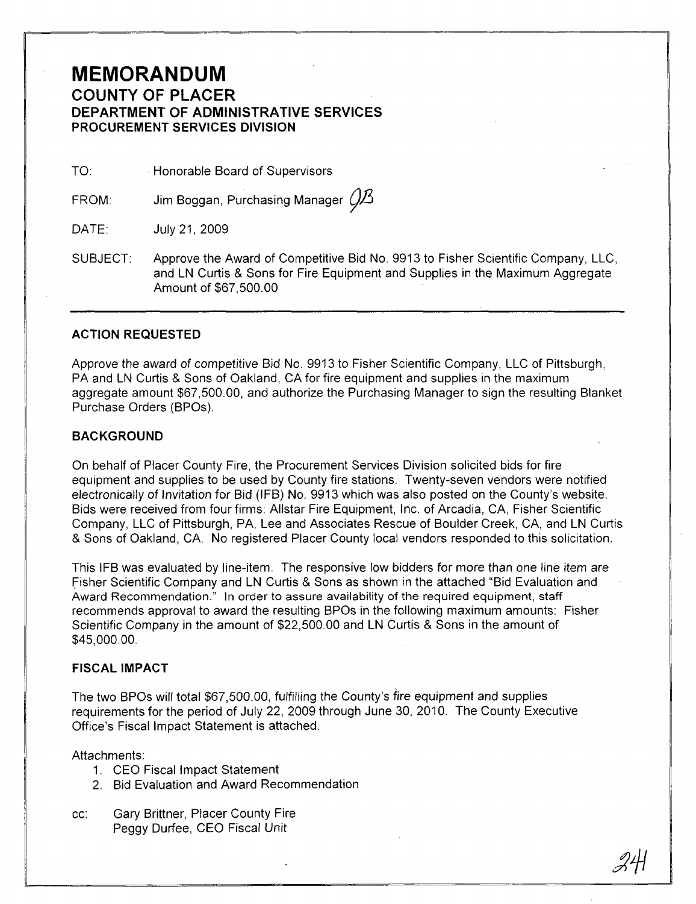# MEMORANDUM

## COUNTY OF PLACER

### DEPARTMENT OF ADMINISTRATIVE SERVICES
### PROCUREMENT SERVICES DIVISION

TO: Honorable Board of Supervisors

FROM: Jim Boggan, Purchasing Manager JB

DATE: July 21, 2009

SUBJECT: Approve the Award of Competitive Bid No. 9913 to Fisher Scientific Company, LLC, and LN Curtis & Sons for Fire Equipment and Supplies in the Maximum Aggregate Amount of $67,500.00

---

### ACTION REQUESTED

Approve the award of competitive Bid No. 9913 to Fisher Scientific Company, LLC of Pittsburgh, PA and LN Curtis & Sons of Oakland, CA for fire equipment and supplies in the maximum aggregate amount $67,500.00, and authorize the Purchasing Manager to sign the resulting Blanket Purchase Orders (BPOs).

### BACKGROUND

On behalf of Placer County Fire, the Procurement Services Division solicited bids for fire equipment and supplies to be used by County fire stations. Twenty-seven vendors were notified electronically of Invitation for Bid (IFB) No. 9913 which was also posted on the County's website. Bids were received from four firms: Allstar Fire Equipment, Inc. of Arcadia, CA, Fisher Scientific Company, LLC of Pittsburgh, PA, Lee and Associates Rescue of Boulder Creek, CA, and LN Curtis & Sons of Oakland, CA. No registered Placer County local vendors responded to this solicitation.

This IFB was evaluated by line-item. The responsive low bidders for more than one line item are Fisher Scientific Company and LN Curtis & Sons as shown in the attached "Bid Evaluation and Award Recommendation." In order to assure availability of the required equipment, staff recommends approval to award the resulting BPOs in the following maximum amounts: Fisher Scientific Company in the amount of $22,500.00 and LN Curtis & Sons in the amount of $45,000.00.

### FISCAL IMPACT

The two BPOs will total $67,500.00, fulfilling the County's fire equipment and supplies requirements for the period of July 22, 2009 through June 30, 2010. The County Executive Office's Fiscal Impact Statement is attached.

Attachments:

1. CEO Fiscal Impact Statement
2. Bid Evaluation and Award Recommendation

cc: Gary Brittner, Placer County Fire
Peggy Durfee, CEO Fiscal Unit

24I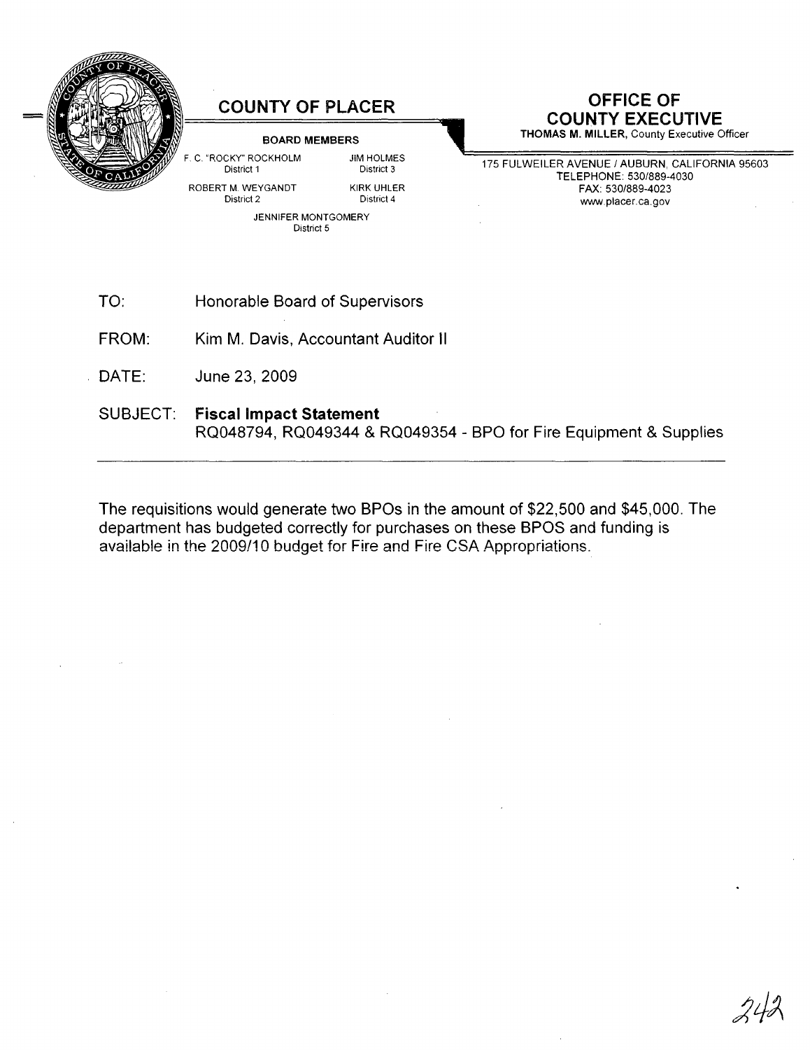# COUNTY OF PLACER

**BOARD MEMBERS**

F. C. "ROCKY" ROCKHOLM
District 1

ROBERT M. WEYGANDT
District 2

JIM HOLMES
District 3

KIRK UHLER
District 4

JENNIFER MONTGOMERY
District 5

# OFFICE OF COUNTY EXECUTIVE

**THOMAS M. MILLER,** County Executive Officer

175 FULWEILER AVENUE / AUBURN, CALIFORNIA 95603
TELEPHONE: 530/889-4030
FAX: 530/889-4023
www.placer.ca.gov

TO: Honorable Board of Supervisors

FROM: Kim M. Davis, Accountant Auditor II

DATE: June 23, 2009

SUBJECT: **Fiscal Impact Statement**
RQ048794, RQ049344 & RQ049354 - BPO for Fire Equipment & Supplies

---

The requisitions would generate two BPOs in the amount of $22,500 and $45,000. The department has budgeted correctly for purchases on these BPOS and funding is available in the 2009/10 budget for Fire and Fire CSA Appropriations.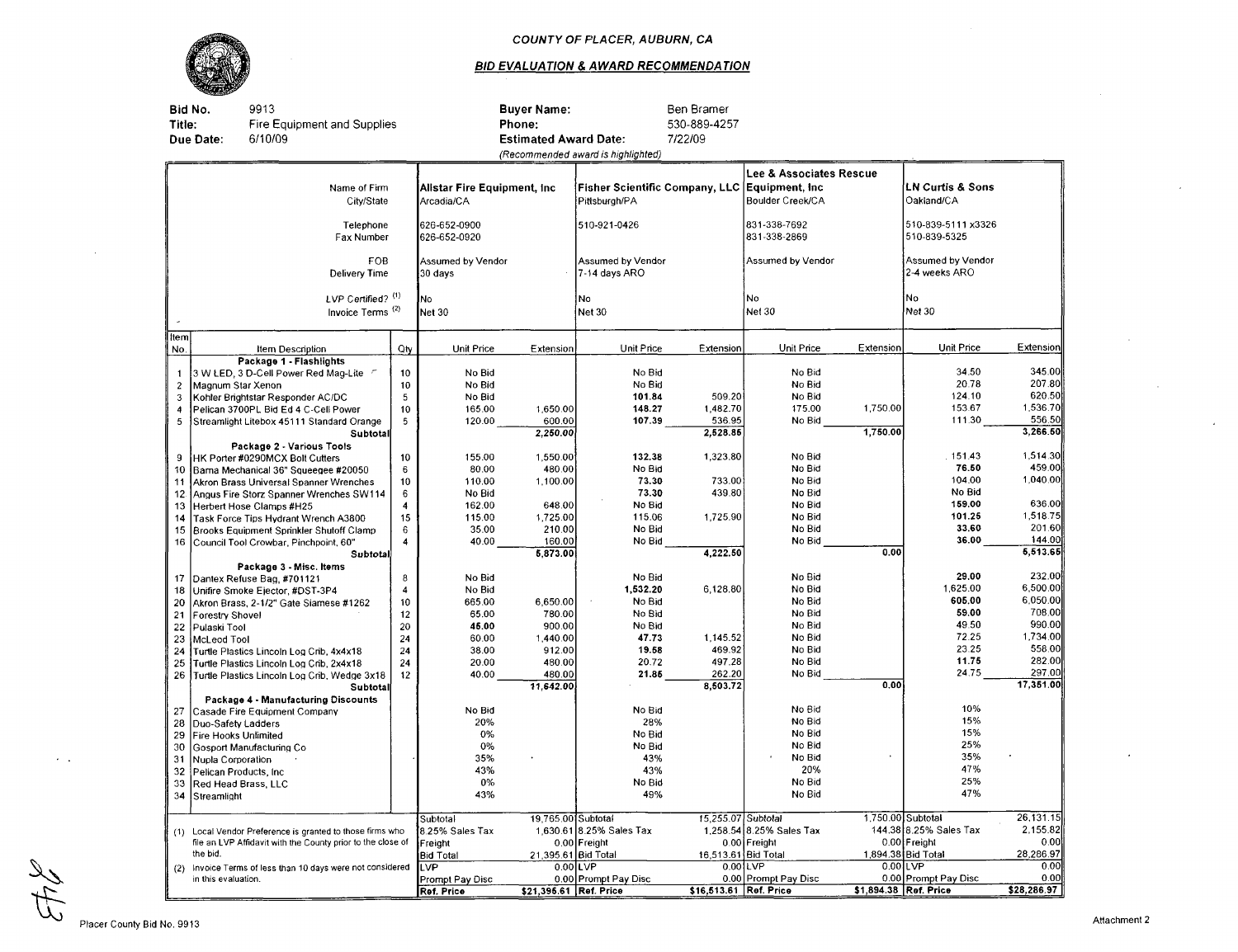*COUNTY OF PLACER, AUBURN, CA*

***BID EVALUATION & AWARD RECOMMENDATION***

| | | | | |
|---|---|---|---|---|
| **Bid No.** | 9913 | | **Buyer Name:** | Ben Bramer |
| **Title:** | Fire Equipment and Supplies | | **Phone:** | 530-889-4257 |
| **Due Date:** | 6/10/09 | | **Estimated Award Date:** | 7/22/09 |

*(Recommended award is highlighted)*

| Item No. | Item Description | Qty | Allstar Fire Equipment, Inc Unit Price | Allstar Extension | Fisher Scientific Company, LLC Unit Price | Fisher Extension | Lee & Associates Rescue Equipment, Inc Unit Price | Lee Extension | LN Curtis & Sons Unit Price | LN Curtis Extension |
|---|---|---|---|---|---|---|---|---|---|---|
| | Name of Firm | | Allstar Fire Equipment, Inc | | Fisher Scientific Company, LLC | | Lee & Associates Rescue Equipment, Inc | | LN Curtis & Sons | |
| | City/State | | Arcadia/CA | | Pittsburgh/PA | | Boulder Creek/CA | | Oakland/CA | |
| | Telephone | | 626-652-0900 | | 510-921-0426 | | 831-338-7692 | | 510-839-5111 x3326 | |
| | Fax Number | | 626-652-0920 | | | | 831-338-2869 | | 510-839-5325 | |
| | FOB | | Assumed by Vendor | | Assumed by Vendor | | Assumed by Vendor | | Assumed by Vendor | |
| | Delivery Time | | 30 days | | 7-14 days ARO | | | | 2-4 weeks ARO | |
| | LVP Certified? (1) | | No | | No | | No | | No | |
| | Invoice Terms (2) | | Net 30 | | Net 30 | | Net 30 | | Net 30 | |
| | **Package 1 - Flashlights** | | | | | | | | | |
| 1 | 3 W LED, 3 D-Cell Power Red Mag-Lite | 10 | No Bid | | No Bid | | No Bid | | 34.50 | 345.00 |
| 2 | Magnum Star Xenon | 10 | No Bid | | No Bid | | No Bid | | 20.78 | 207.80 |
| 3 | Kohler Brightstar Responder AC/DC | 5 | No Bid | | **101.84** | 509.20 | No Bid | | 124.10 | 620.50 |
| 4 | Pelican 3700PL Bid Ed 4 C-Cell Power | 10 | 165.00 | 1,650.00 | **148.27** | 1,482.70 | 175.00 | 1,750.00 | 153.67 | 1,536.70 |
| 5 | Streamlight Litebox 45111 Standard Orange | 5 | 120.00 | 600.00 | **107.39** | 536.95 | No Bid | | 111.30 | 556.50 |
| | **Subtotal** | | | **2,250.00** | | **2,528.85** | | **1,750.00** | | **3,266.50** |
| | **Package 2 - Various Tools** | | | | | | | | | |
| 9 | HK Porter #0290MCX Bolt Cutters | 10 | 155.00 | 1,550.00 | **132.38** | 1,323.80 | No Bid | | 151.43 | 1,514.30 |
| 10 | Barna Mechanical 36" Squeegee #20050 | 6 | 80.00 | 480.00 | No Bid | | No Bid | | **76.50** | 459.00 |
| 11 | Akron Brass Universal Spanner Wrenches | 10 | 110.00 | 1,100.00 | **73.30** | 733.00 | No Bid | | 104.00 | 1,040.00 |
| 12 | Angus Fire Storz Spanner Wrenches SW114 | 6 | No Bid | | **73.30** | 439.80 | No Bid | | No Bid | |
| 13 | Herbert Hose Clamps #H25 | 4 | 162.00 | 648.00 | No Bid | | No Bid | | **159.00** | 636.00 |
| 14 | Task Force Tips Hydrant Wrench A3800 | 15 | 115.00 | 1,725.00 | 115.06 | 1,725.90 | No Bid | | **101.25** | 1,518.75 |
| 15 | Brooks Equipment Sprinkler Shutoff Clamp | 6 | 35.00 | 210.00 | No Bid | | No Bid | | **33.60** | 201.60 |
| 16 | Council Tool Crowbar, Pinchpoint, 60" | 4 | 40.00 | 160.00 | No Bid | | No Bid | | **36.00** | 144.00 |
| | **Subtotal** | | | **5,873.00** | | **4,222.50** | | **0.00** | | **5,513.65** |
| | **Package 3 - Misc. Items** | | | | | | | | | |
| 17 | Dantex Refuse Bag, #701121 | 8 | No Bid | | No Bid | | No Bid | | **29.00** | 232.00 |
| 18 | Unifire Smoke Ejector, #DST-3P4 | 4 | No Bid | | **1,532.20** | 6,128.80 | No Bid | | 1,625.00 | 6,500.00 |
| 20 | Akron Brass, 2-1/2" Gate Siamese #1262 | 10 | 665.00 | 6,650.00 | No Bid | | No Bid | | **605.00** | 6,050.00 |
| 21 | Forestry Shovel | 12 | 65.00 | 780.00 | No Bid | | No Bid | | **59.00** | 708.00 |
| 22 | Pulaski Tool | 20 | **45.00** | 900.00 | No Bid | | No Bid | | 49.50 | 990.00 |
| 23 | McLeod Tool | 24 | 60.00 | 1,440.00 | **47.73** | 1,145.52 | No Bid | | 72.25 | 1,734.00 |
| 24 | Turtle Plastics Lincoln Log Crib, 4x4x18 | 24 | 38.00 | 912.00 | **19.58** | 469.92 | No Bid | | 23.25 | 558.00 |
| 25 | Turtle Plastics Lincoln Log Crib, 2x4x18 | 24 | 20.00 | 480.00 | 20.72 | 497.28 | No Bid | | **11.75** | 282.00 |
| 26 | Turtle Plastics Lincoln Log Crib, Wedge 3x18 | 12 | 40.00 | 480.00 | **21.85** | 262.20 | No Bid | | 24.75 | 297.00 |
| | **Subtotal** | | | **11,642.00** | | **8,503.72** | | **0.00** | | **17,351.00** |
| | **Package 4 - Manufacturing Discounts** | | | | | | | | | |
| 27 | Casade Fire Equipment Company | | No Bid | | No Bid | | No Bid | | 10% | |
| 28 | Duo-Safety Ladders | | 20% | | 28% | | No Bid | | 15% | |
| 29 | Fire Hooks Unlimited | | 0% | | No Bid | | No Bid | | 15% | |
| 30 | Gosport Manufacturing Co | | 0% | | No Bid | | No Bid | | 25% | |
| 31 | Nupla Corporation | | 35% | | 43% | | No Bid | | 35% | |
| 32 | Pelican Products, Inc | | 43% | | 43% | | 20% | | 47% | |
| 33 | Red Head Brass, LLC | | 0% | | No Bid | | No Bid | | 25% | |
| 34 | Streamlight | | 43% | | 49% | | No Bid | | 47% | |
| | | | Subtotal | 19,765.00 | Subtotal | 15,255.07 | Subtotal | 1,750.00 | Subtotal | 26,131.15 |
| | | | 8.25% Sales Tax | 1,630.61 | 8.25% Sales Tax | 1,258.54 | 8.25% Sales Tax | 144.38 | 8.25% Sales Tax | 2,155.82 |
| | | | Freight | 0.00 | Freight | 0.00 | Freight | 0.00 | Freight | 0.00 |
| | | | Bid Total | 21,395.61 | Bid Total | 16,513.61 | Bid Total | 1,894.38 | Bid Total | 28,286.97 |
| | | | LVP | 0.00 | LVP | 0.00 | LVP | 0.00 | LVP | 0.00 |
| | | | Prompt Pay Disc | 0.00 | Prompt Pay Disc | 0.00 | Prompt Pay Disc | 0.00 | Prompt Pay Disc | 0.00 |
| | | | **Ref. Price** | **$21,395.61** | **Ref. Price** | **$16,513.61** | **Ref. Price** | **$1,894.38** | **Ref. Price** | **$28,286.97** |

(1) Local Vendor Preference is granted to those firms who file an LVP Affidavit with the County prior to the close of the bid.

(2) Invoice Terms of less than 10 days were not considered in this evaluation.

Placer County Bid No. 9913

Attachment 2